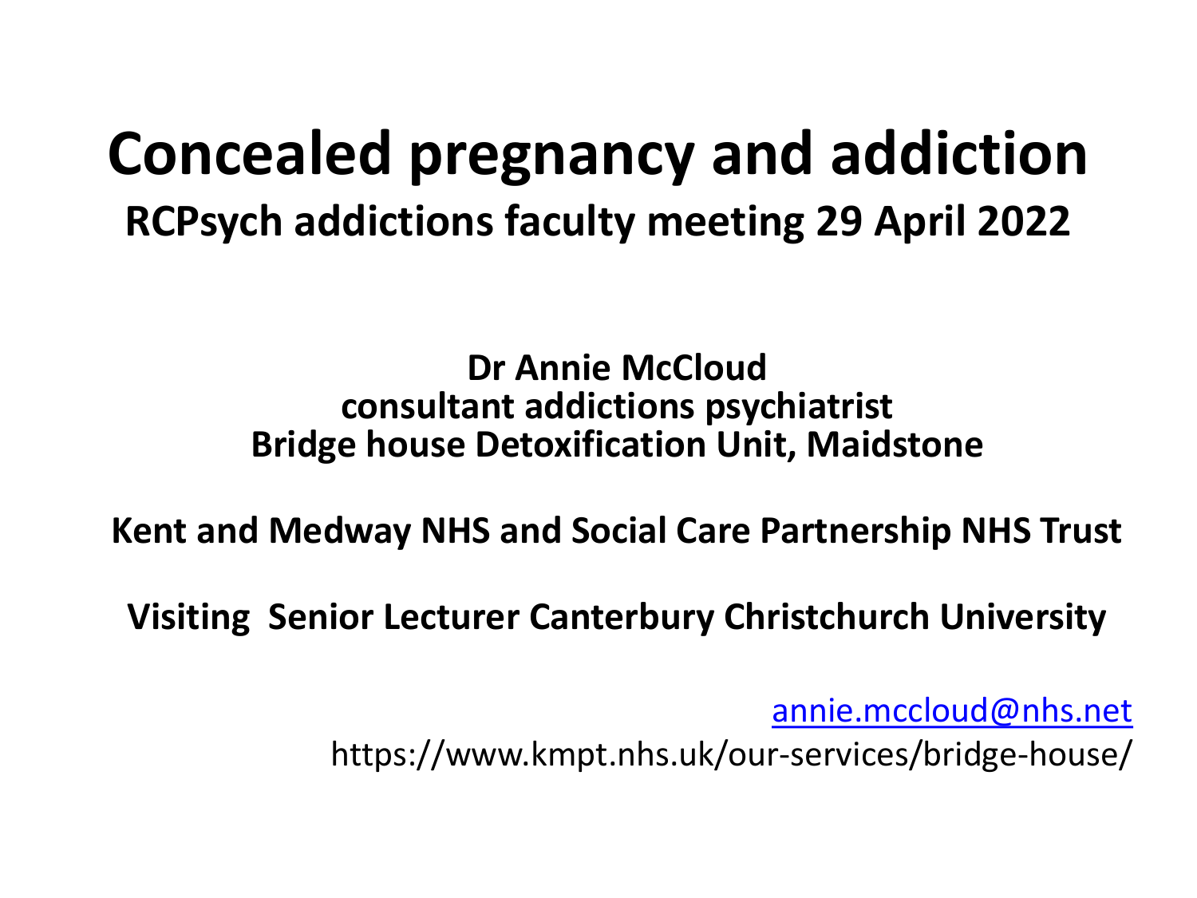# Concealed pregnancy and addiction

## RCPsych addictions faculty meeting 29 April 2022

**Dr Annie McCloud**
**consultant addictions psychiatrist**
**Bridge house Detoxification Unit, Maidstone**

**Kent and Medway NHS and Social Care Partnership NHS Trust**

**Visiting Senior Lecturer Canterbury Christchurch University**

annie.mccloud@nhs.net

https://www.kmpt.nhs.uk/our-services/bridge-house/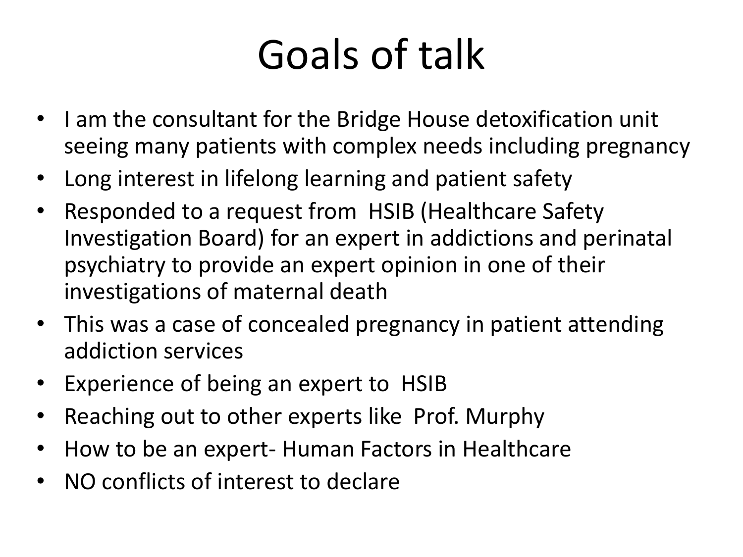# Goals of talk

- I am the consultant for the Bridge House detoxification unit seeing many patients with complex needs including pregnancy
- Long interest in lifelong learning and patient safety
- Responded to a request from HSIB (Healthcare Safety Investigation Board) for an expert in addictions and perinatal psychiatry to provide an expert opinion in one of their investigations of maternal death
- This was a case of concealed pregnancy in patient attending addiction services
- Experience of being an expert to HSIB
- Reaching out to other experts like Prof. Murphy
- How to be an expert- Human Factors in Healthcare
- NO conflicts of interest to declare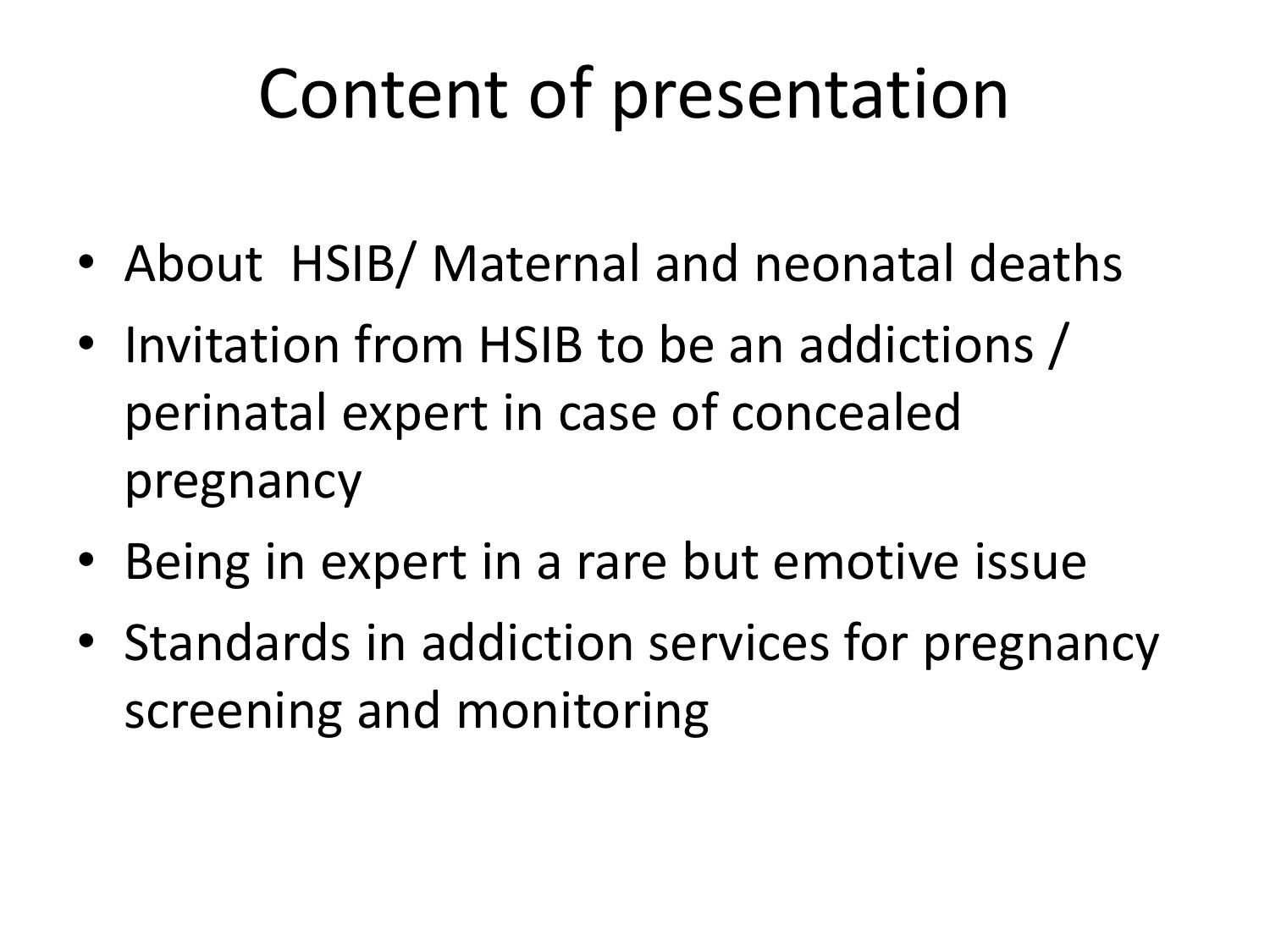# Content of presentation

- About HSIB/ Maternal and neonatal deaths
- Invitation from HSIB to be an addictions / perinatal expert in case of concealed pregnancy
- Being in expert in a rare but emotive issue
- Standards in addiction services for pregnancy screening and monitoring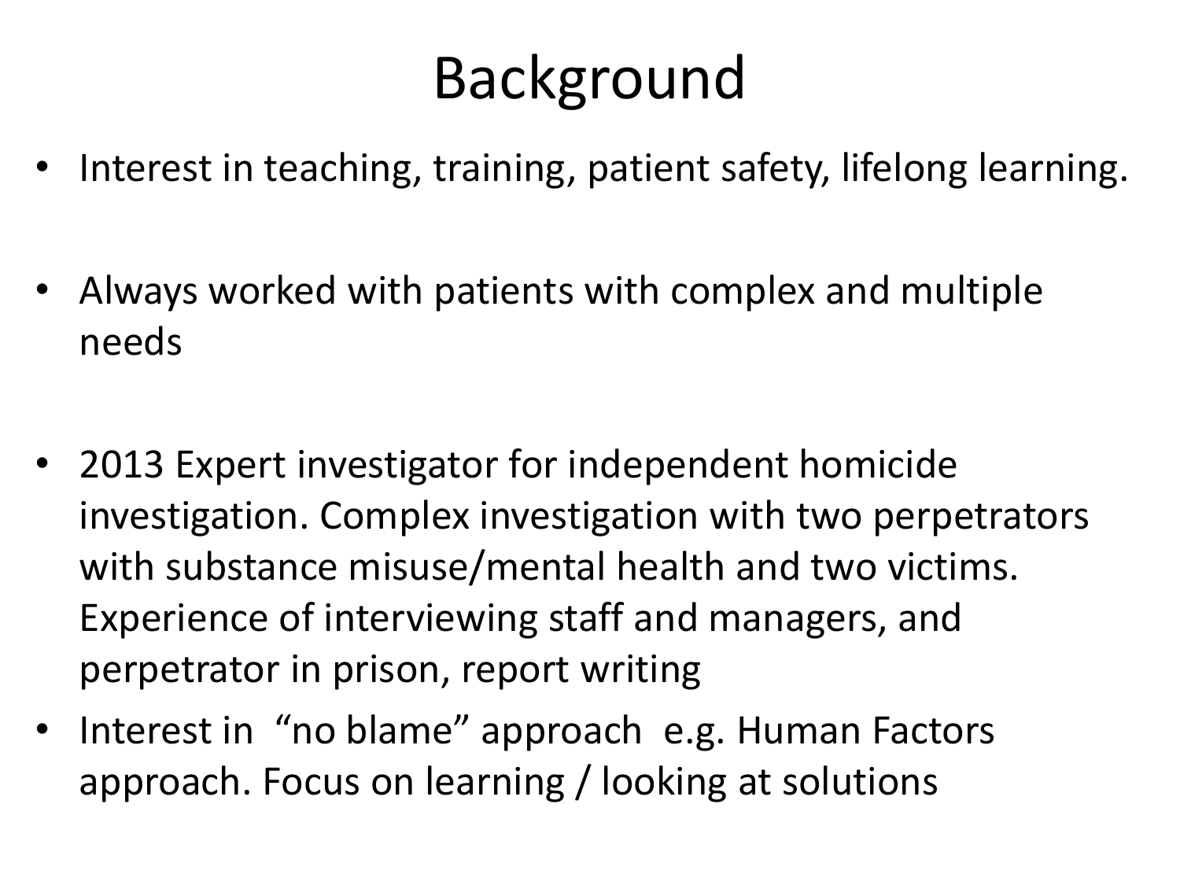# Background

- Interest in teaching, training, patient safety, lifelong learning.
- Always worked with patients with complex and multiple needs
- 2013 Expert investigator for independent homicide investigation. Complex investigation with two perpetrators with substance misuse/mental health and two victims. Experience of interviewing staff and managers, and perpetrator in prison, report writing
- Interest in "no blame" approach e.g. Human Factors approach. Focus on learning / looking at solutions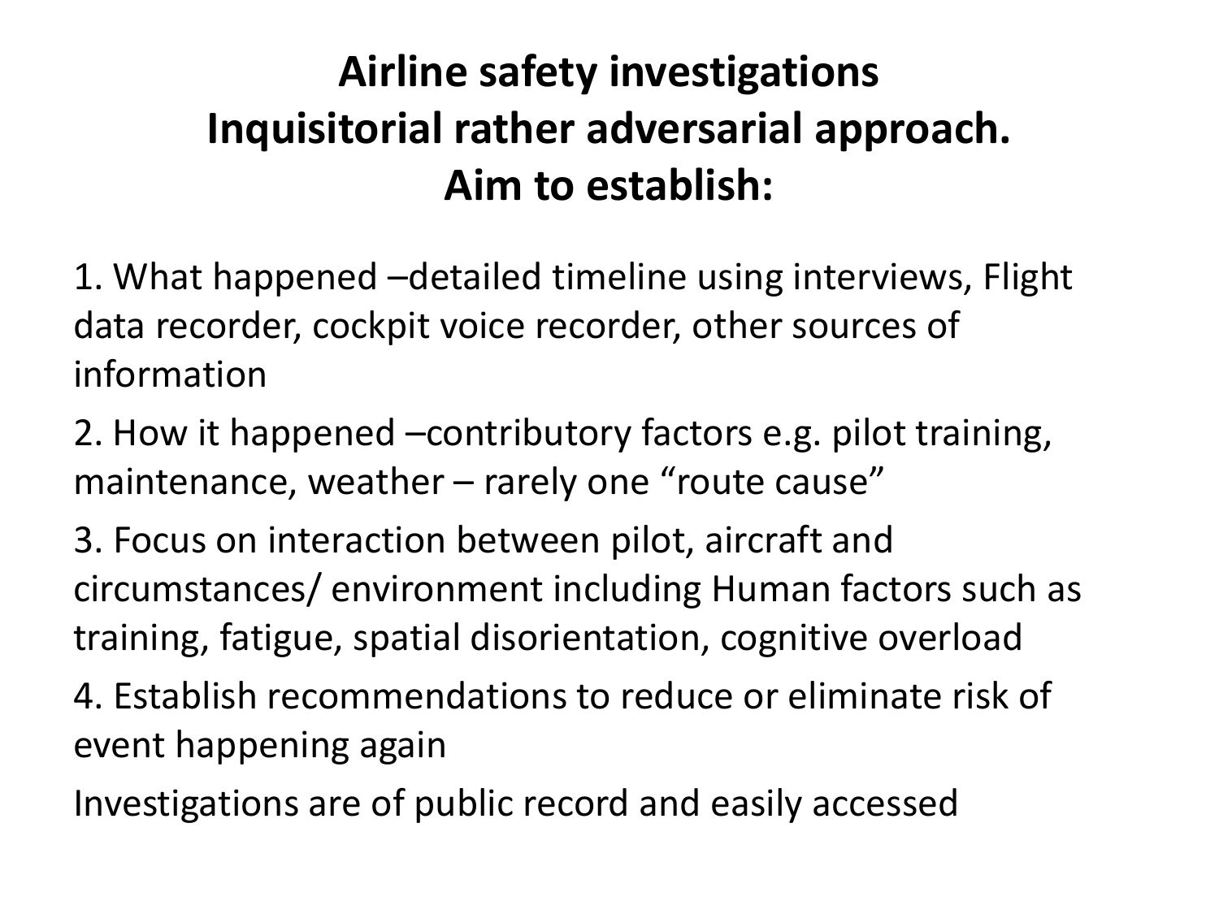# Airline safety investigations
# Inquisitorial rather adversarial approach.
# Aim to establish:

1. What happened –detailed timeline using interviews, Flight data recorder, cockpit voice recorder, other sources of information
2. How it happened –contributory factors e.g. pilot training, maintenance, weather – rarely one "route cause"
3. Focus on interaction between pilot, aircraft and circumstances/ environment including Human factors such as training, fatigue, spatial disorientation, cognitive overload
4. Establish recommendations to reduce or eliminate risk of event happening again

Investigations are of public record and easily accessed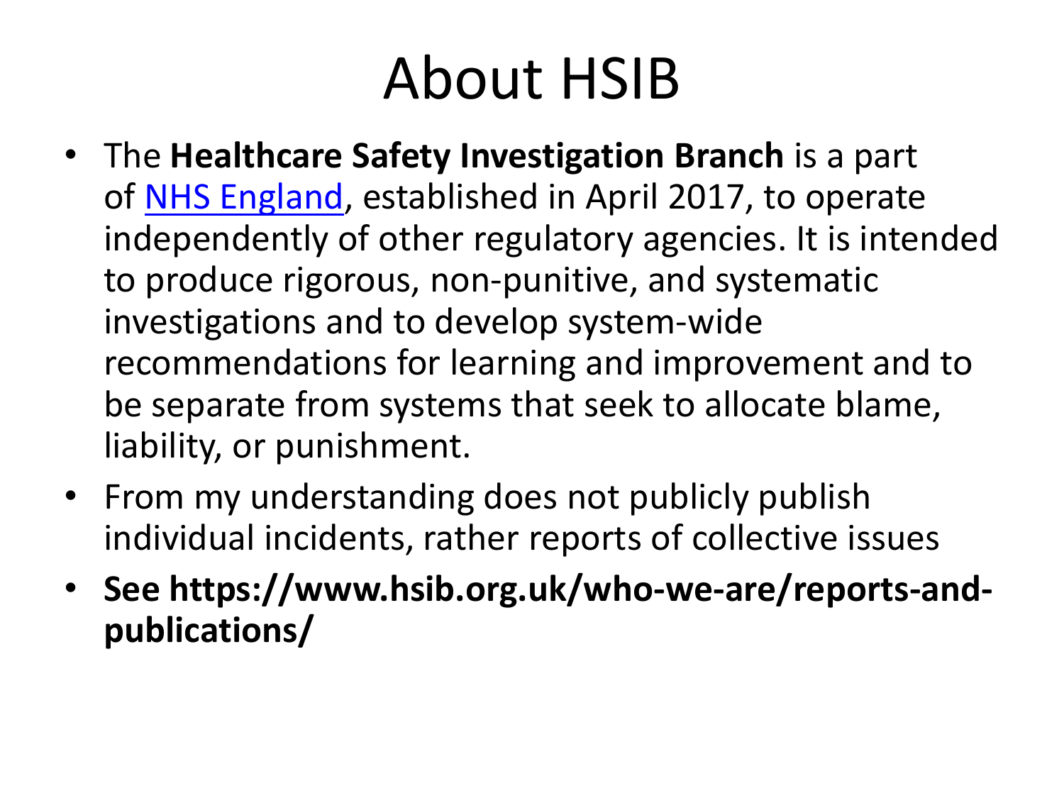# About HSIB

- The **Healthcare Safety Investigation Branch** is a part of NHS England, established in April 2017, to operate independently of other regulatory agencies. It is intended to produce rigorous, non-punitive, and systematic investigations and to develop system-wide recommendations for learning and improvement and to be separate from systems that seek to allocate blame, liability, or punishment.
- From my understanding does not publicly publish individual incidents, rather reports of collective issues
- **See https://www.hsib.org.uk/who-we-are/reports-and-publications/**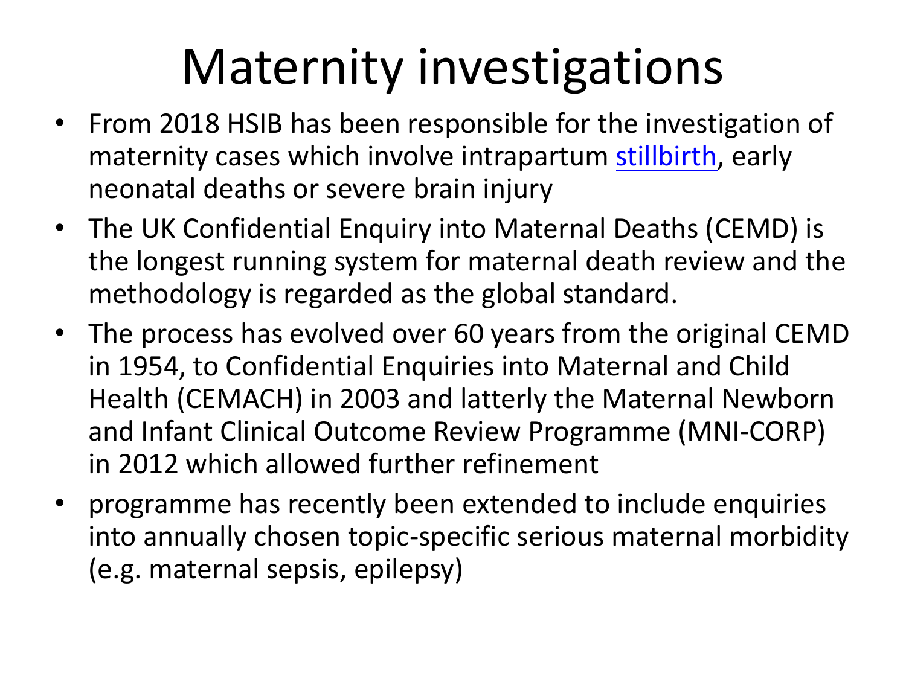# Maternity investigations

- From 2018 HSIB has been responsible for the investigation of maternity cases which involve intrapartum stillbirth, early neonatal deaths or severe brain injury
- The UK Confidential Enquiry into Maternal Deaths (CEMD) is the longest running system for maternal death review and the methodology is regarded as the global standard.
- The process has evolved over 60 years from the original CEMD in 1954, to Confidential Enquiries into Maternal and Child Health (CEMACH) in 2003 and latterly the Maternal Newborn and Infant Clinical Outcome Review Programme (MNI-CORP) in 2012 which allowed further refinement
- programme has recently been extended to include enquiries into annually chosen topic-specific serious maternal morbidity (e.g. maternal sepsis, epilepsy)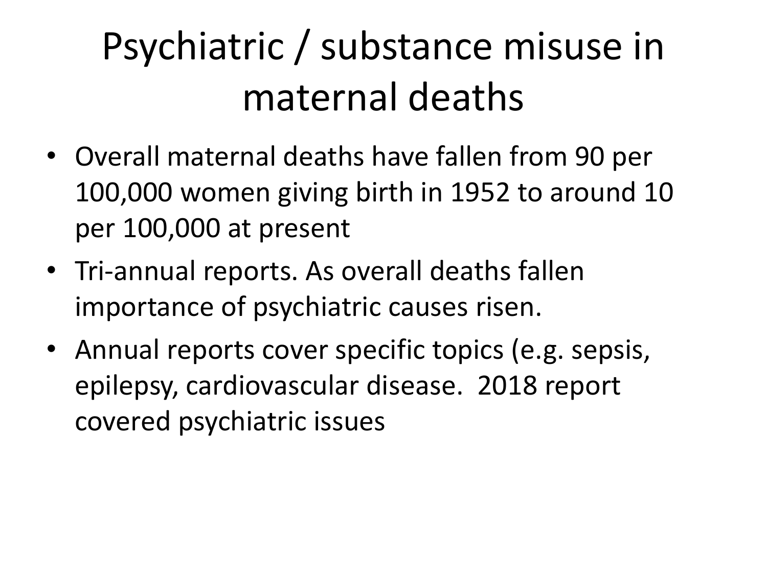# Psychiatric / substance misuse in maternal deaths

- Overall maternal deaths have fallen from 90 per 100,000 women giving birth in 1952 to around 10 per 100,000 at present
- Tri-annual reports. As overall deaths fallen importance of psychiatric causes risen.
- Annual reports cover specific topics (e.g. sepsis, epilepsy, cardiovascular disease. 2018 report covered psychiatric issues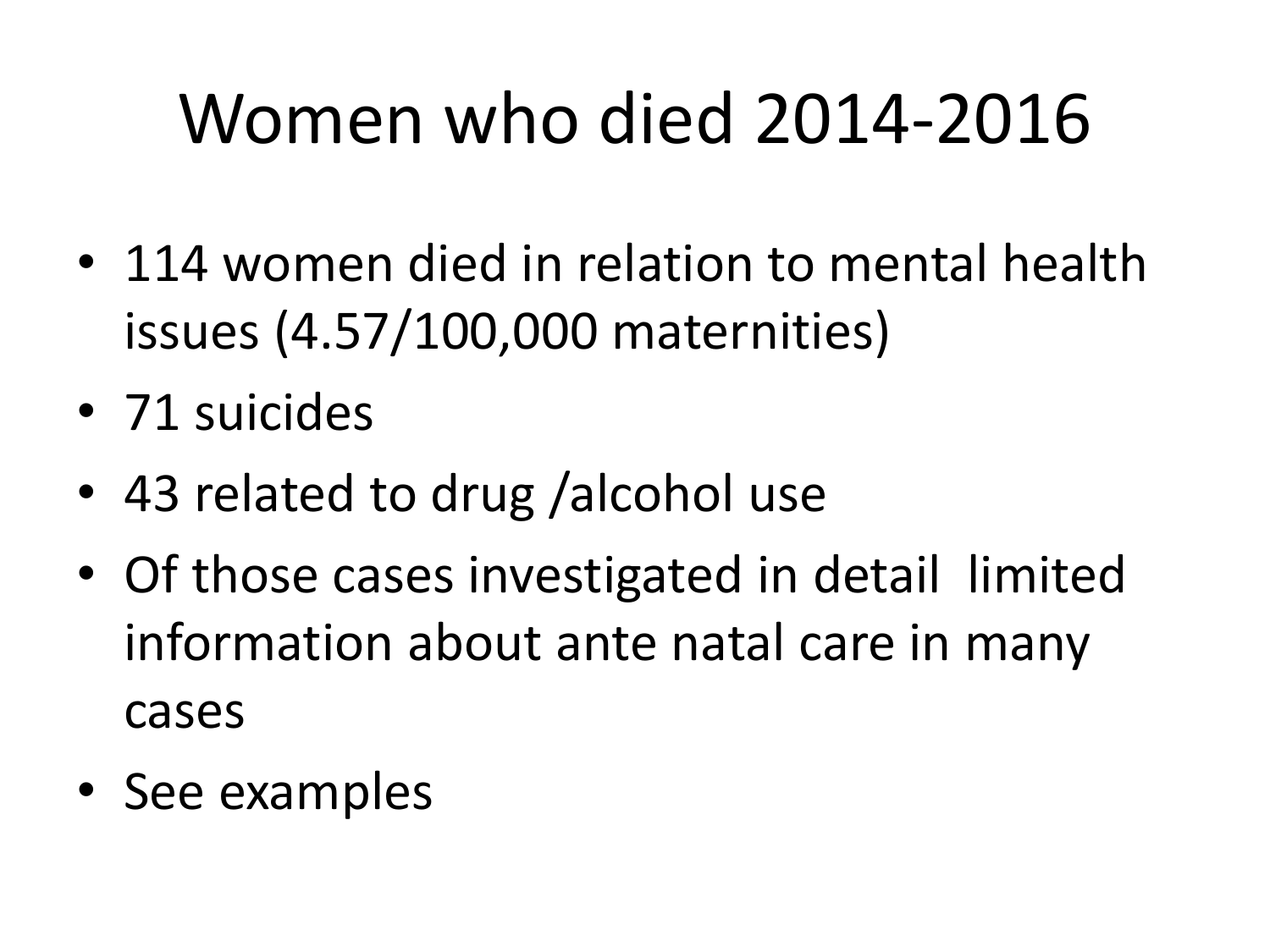# Women who died 2014-2016

- 114 women died in relation to mental health issues (4.57/100,000 maternities)
- 71 suicides
- 43 related to drug /alcohol use
- Of those cases investigated in detail  limited information about ante natal care in many cases
- See examples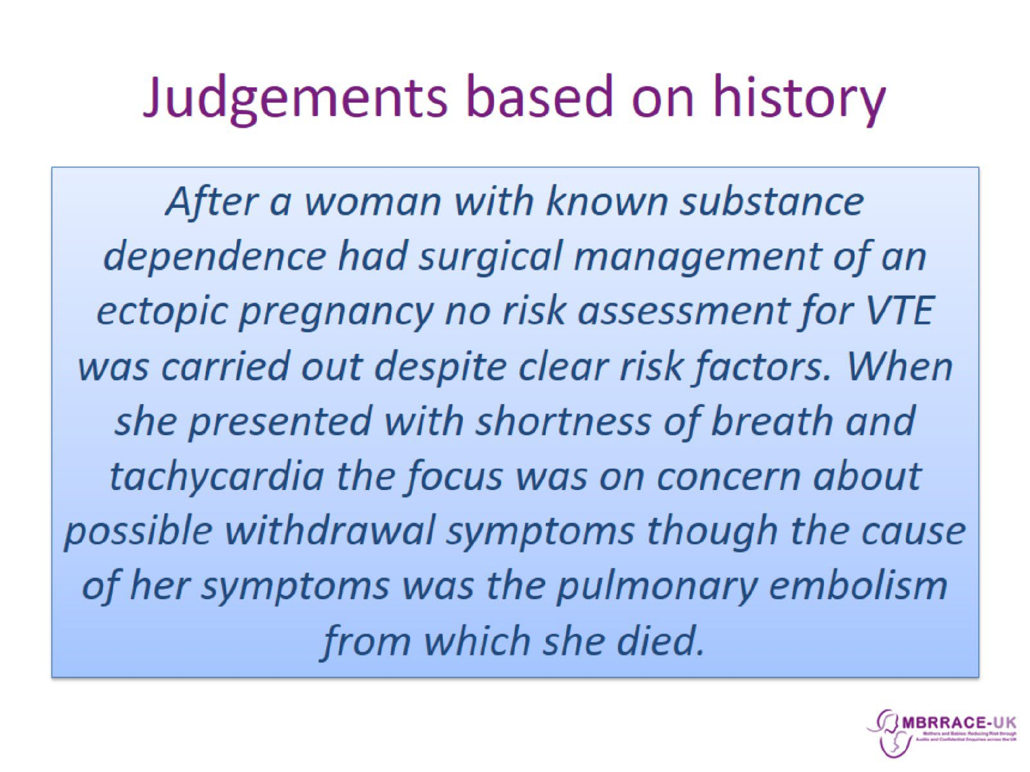# Judgements based on history

*After a woman with known substance dependence had surgical management of an ectopic pregnancy no risk assessment for VTE was carried out despite clear risk factors. When she presented with shortness of breath and tachycardia the focus was on concern about possible withdrawal symptoms though the cause of her symptoms was the pulmonary embolism from which she died.*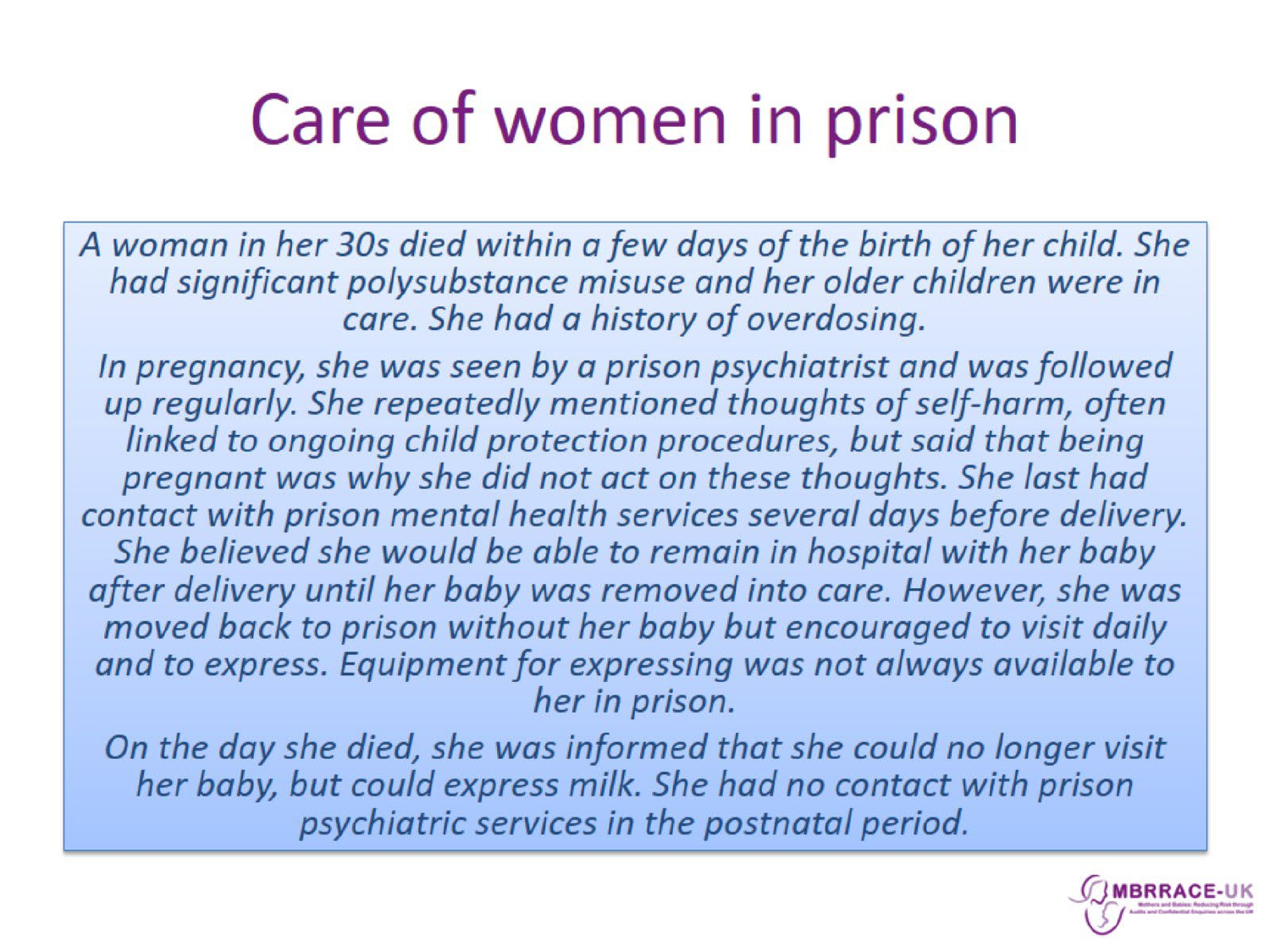# Care of women in prison

*A woman in her 30s died within a few days of the birth of her child. She had significant polysubstance misuse and her older children were in care. She had a history of overdosing.*

*In pregnancy, she was seen by a prison psychiatrist and was followed up regularly. She repeatedly mentioned thoughts of self-harm, often linked to ongoing child protection procedures, but said that being pregnant was why she did not act on these thoughts. She last had contact with prison mental health services several days before delivery. She believed she would be able to remain in hospital with her baby after delivery until her baby was removed into care. However, she was moved back to prison without her baby but encouraged to visit daily and to express. Equipment for expressing was not always available to her in prison.*

*On the day she died, she was informed that she could no longer visit her baby, but could express milk. She had no contact with prison psychiatric services in the postnatal period.*

MBRRACE-UK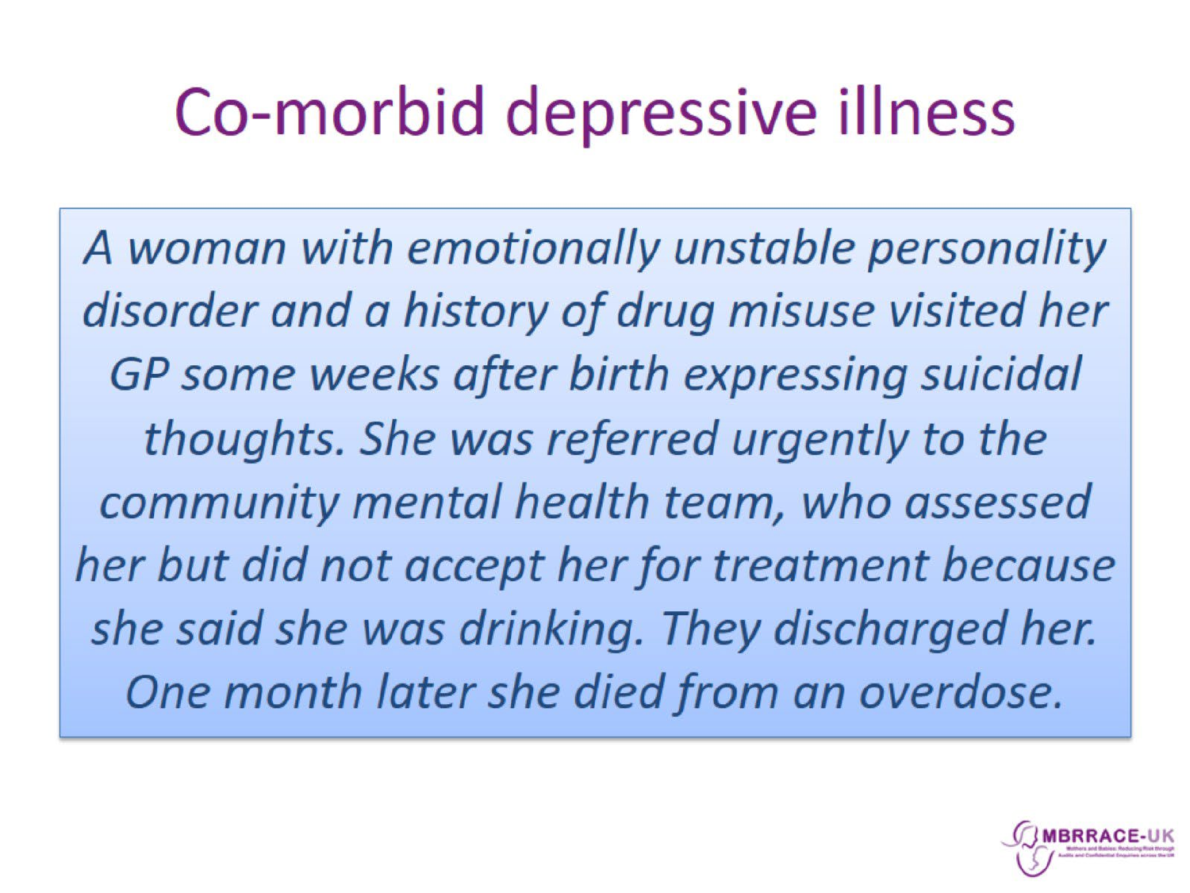# Co-morbid depressive illness

*A woman with emotionally unstable personality disorder and a history of drug misuse visited her GP some weeks after birth expressing suicidal thoughts. She was referred urgently to the community mental health team, who assessed her but did not accept her for treatment because she said she was drinking. They discharged her. One month later she died from an overdose.*

MBRRACE-UK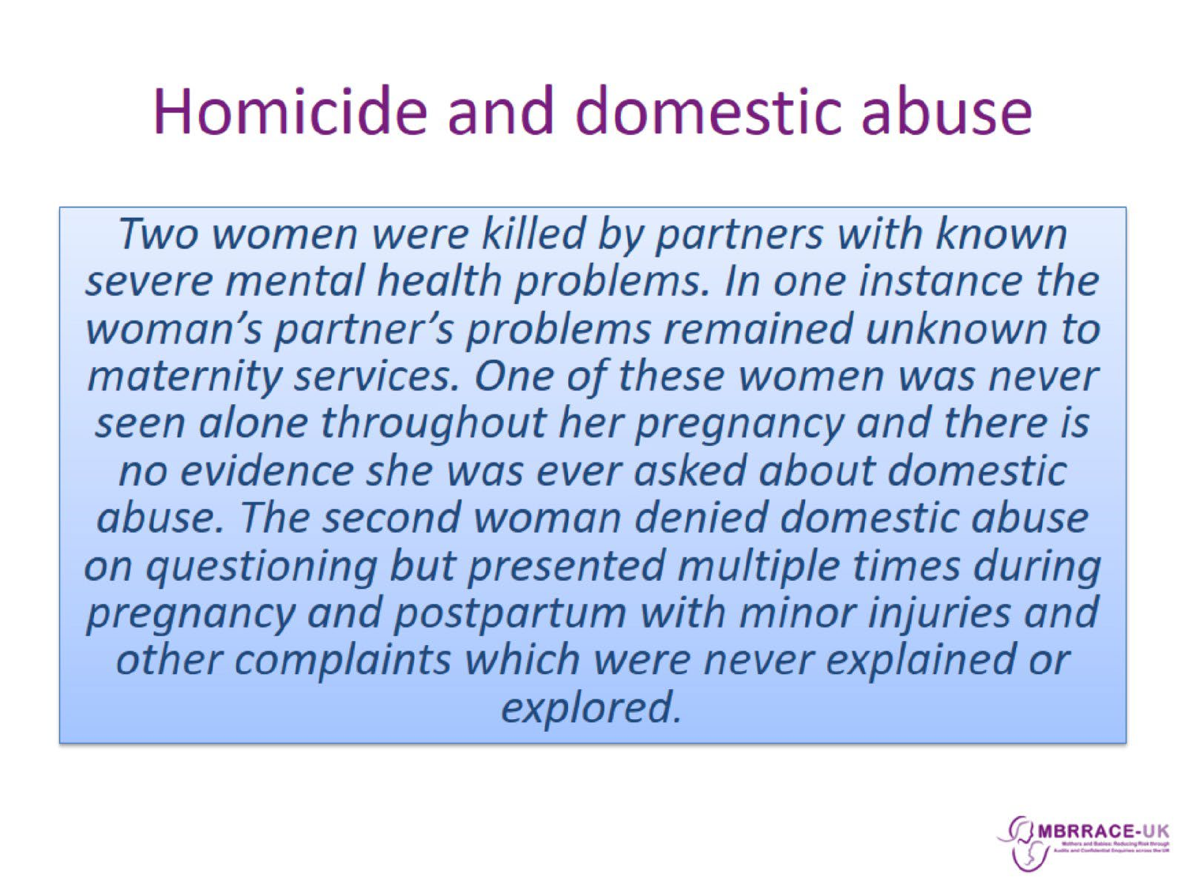# Homicide and domestic abuse

*Two women were killed by partners with known severe mental health problems. In one instance the woman's partner's problems remained unknown to maternity services. One of these women was never seen alone throughout her pregnancy and there is no evidence she was ever asked about domestic abuse. The second woman denied domestic abuse on questioning but presented multiple times during pregnancy and postpartum with minor injuries and other complaints which were never explained or explored.*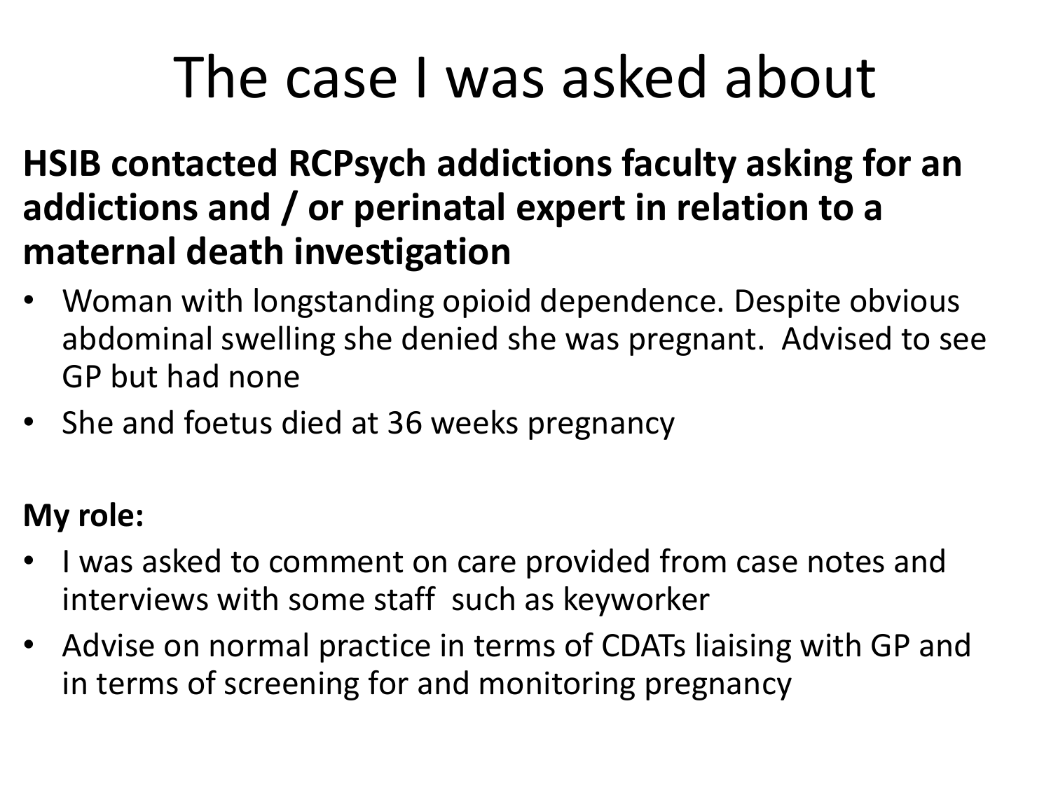# The case I was asked about

**HSIB contacted RCPsych addictions faculty asking for an addictions and / or perinatal expert in relation to a maternal death investigation**

- Woman with longstanding opioid dependence. Despite obvious abdominal swelling she denied she was pregnant. Advised to see GP but had none
- She and foetus died at 36 weeks pregnancy

**My role:**

- I was asked to comment on care provided from case notes and interviews with some staff such as keyworker
- Advise on normal practice in terms of CDATs liaising with GP and in terms of screening for and monitoring pregnancy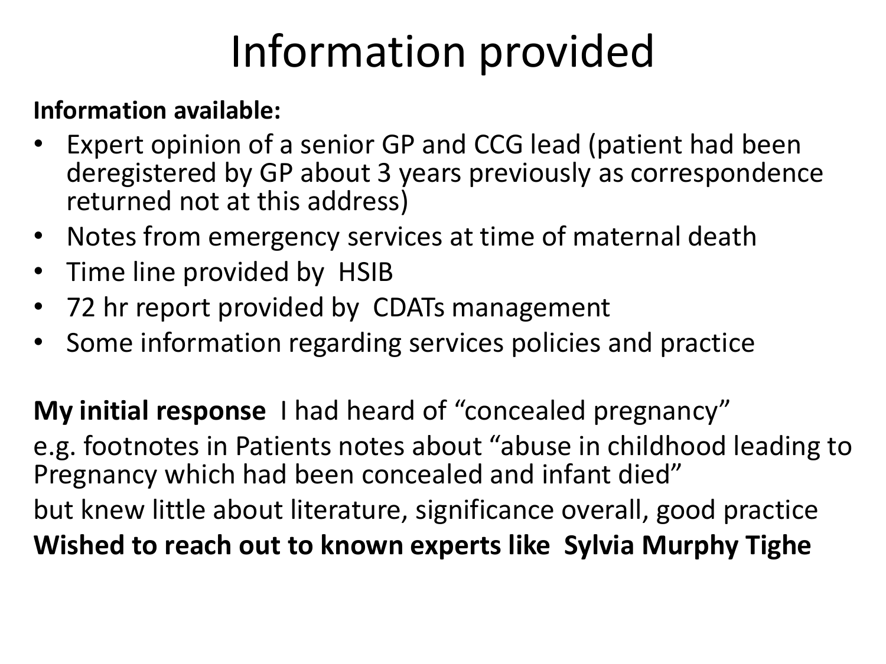# Information provided

**Information available:**

- Expert opinion of a senior GP and CCG lead (patient had been deregistered by GP about 3 years previously as correspondence returned not at this address)
- Notes from emergency services at time of maternal death
- Time line provided by HSIB
- 72 hr report provided by CDATs management
- Some information regarding services policies and practice

**My initial response** I had heard of "concealed pregnancy"

e.g. footnotes in Patients notes about "abuse in childhood leading to Pregnancy which had been concealed and infant died"

but knew little about literature, significance overall, good practice

**Wished to reach out to known experts like Sylvia Murphy Tighe**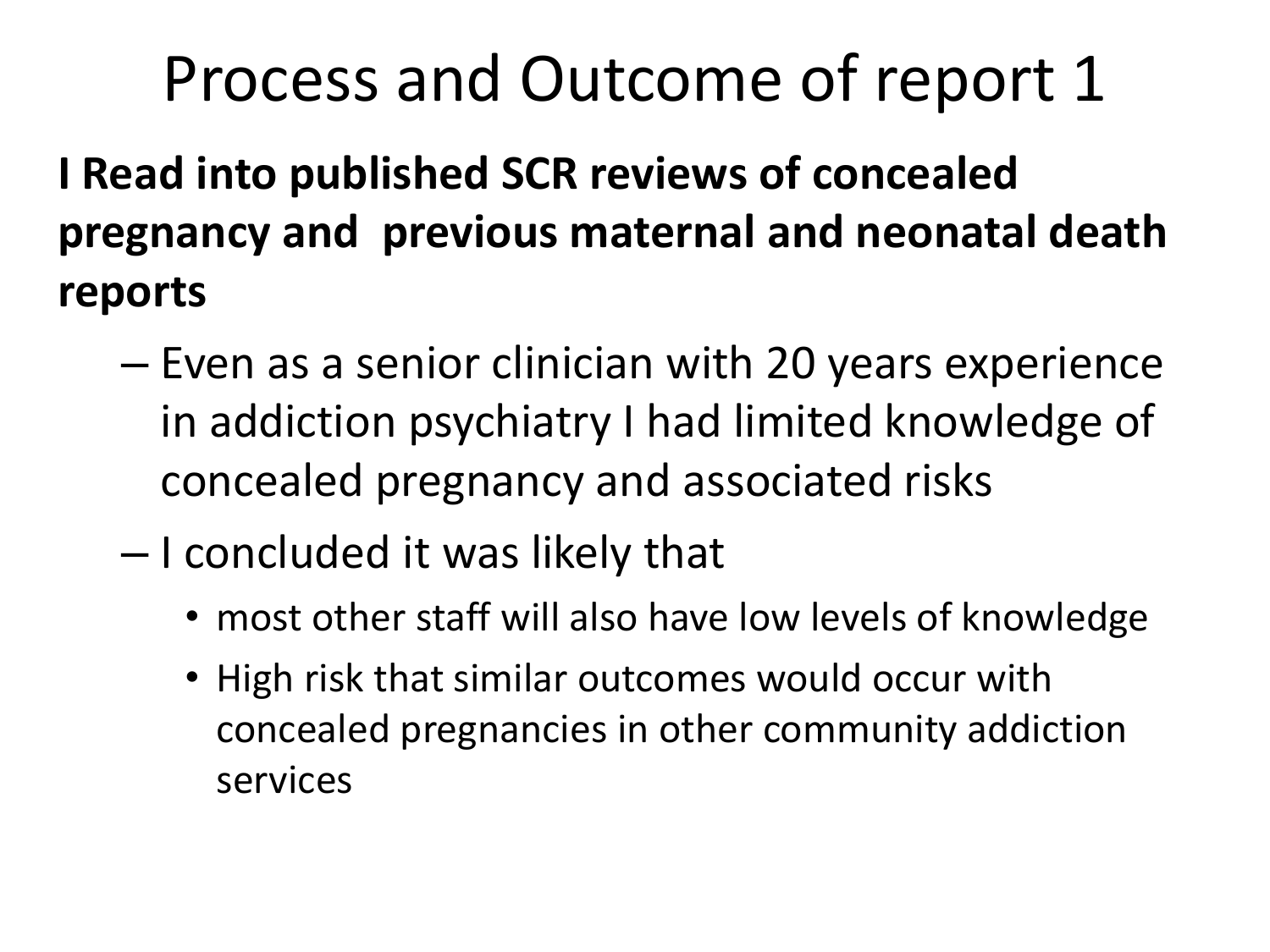# Process and Outcome of report 1

**I Read into published SCR reviews of concealed pregnancy and previous maternal and neonatal death reports**

- Even as a senior clinician with 20 years experience in addiction psychiatry I had limited knowledge of concealed pregnancy and associated risks
- I concluded it was likely that
  - most other staff will also have low levels of knowledge
  - High risk that similar outcomes would occur with concealed pregnancies in other community addiction services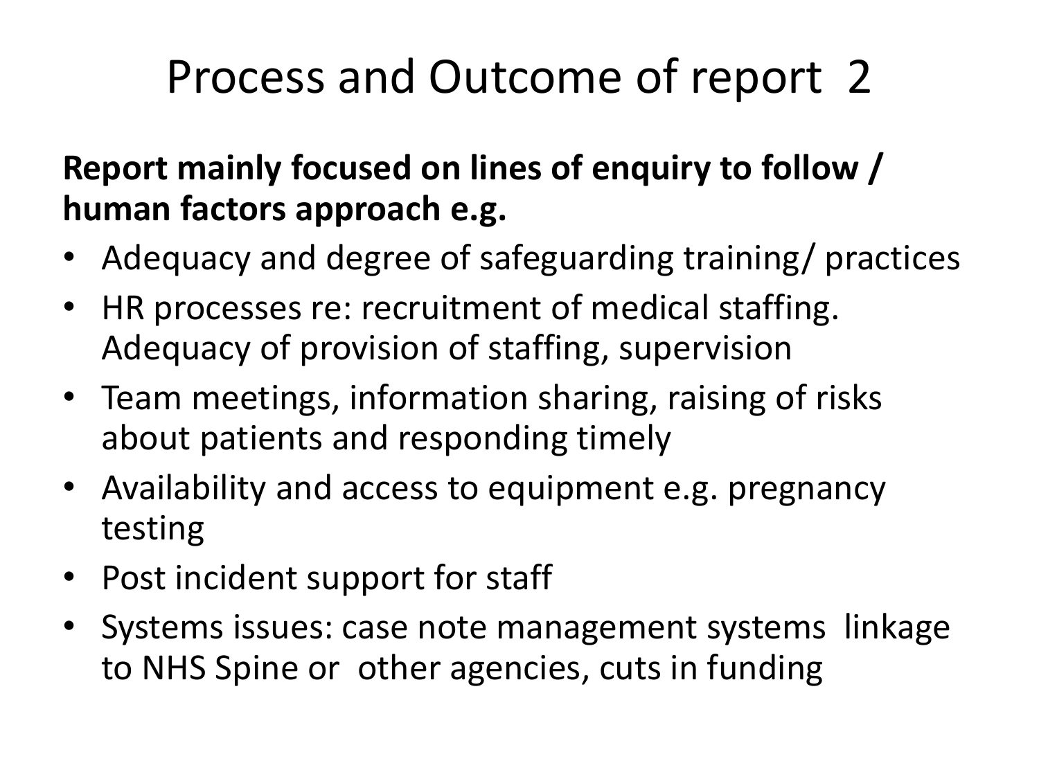# Process and Outcome of report 2

**Report mainly focused on lines of enquiry to follow / human factors approach e.g.**

- Adequacy and degree of safeguarding training/ practices
- HR processes re: recruitment of medical staffing. Adequacy of provision of staffing, supervision
- Team meetings, information sharing, raising of risks about patients and responding timely
- Availability and access to equipment e.g. pregnancy testing
- Post incident support for staff
- Systems issues: case note management systems linkage to NHS Spine or other agencies, cuts in funding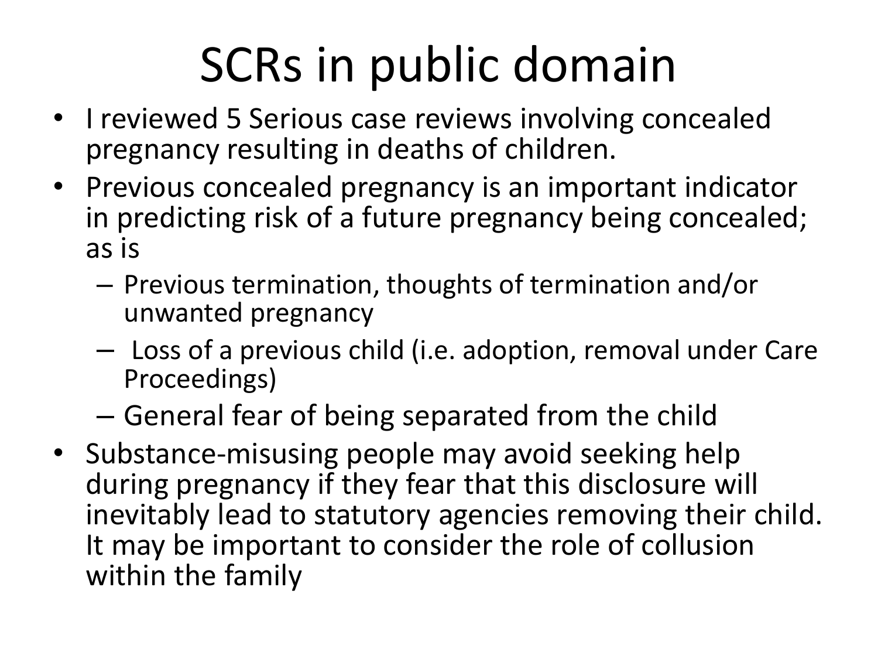# SCRs in public domain

- I reviewed 5 Serious case reviews involving concealed pregnancy resulting in deaths of children.
- Previous concealed pregnancy is an important indicator in predicting risk of a future pregnancy being concealed; as is
  - Previous termination, thoughts of termination and/or unwanted pregnancy
  - Loss of a previous child (i.e. adoption, removal under Care Proceedings)
  - General fear of being separated from the child
- Substance-misusing people may avoid seeking help during pregnancy if they fear that this disclosure will inevitably lead to statutory agencies removing their child. It may be important to consider the role of collusion within the family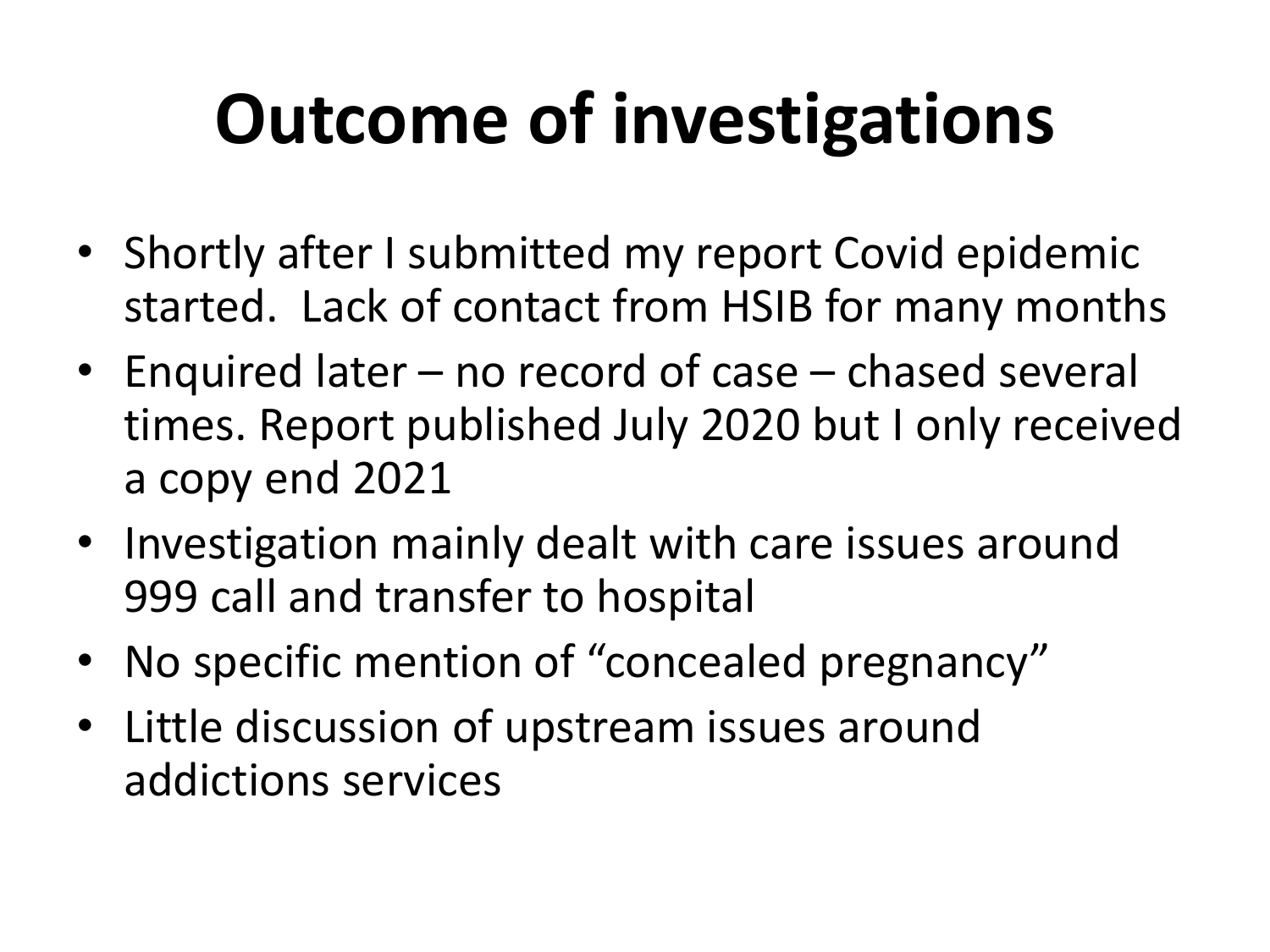# Outcome of investigations

- Shortly after I submitted my report Covid epidemic started. Lack of contact from HSIB for many months
- Enquired later – no record of case – chased several times. Report published July 2020 but I only received a copy end 2021
- Investigation mainly dealt with care issues around 999 call and transfer to hospital
- No specific mention of "concealed pregnancy"
- Little discussion of upstream issues around addictions services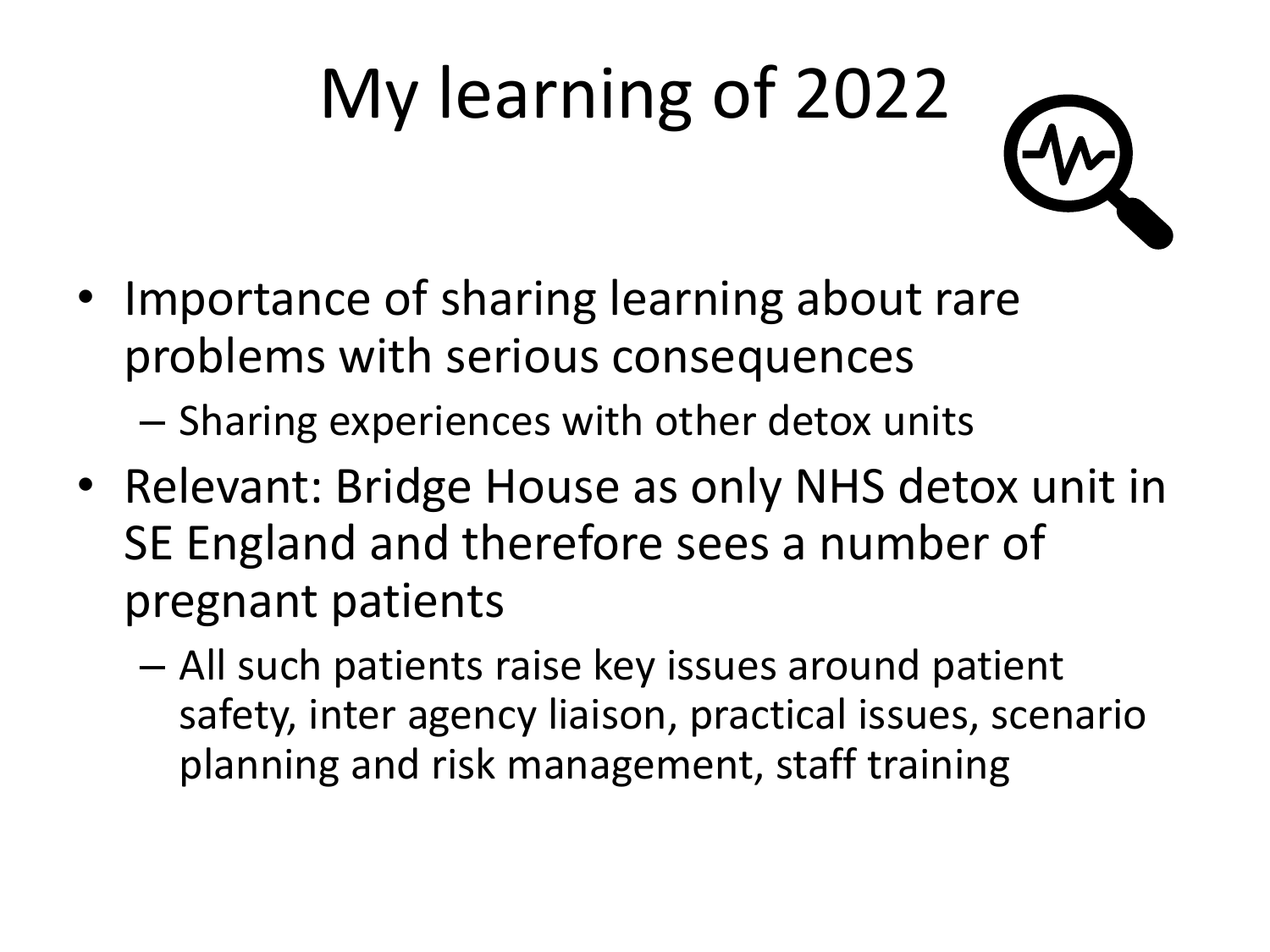# My learning of 2022

- Importance of sharing learning about rare problems with serious consequences
  - Sharing experiences with other detox units
- Relevant: Bridge House as only NHS detox unit in SE England and therefore sees a number of pregnant patients
  - All such patients raise key issues around patient safety, inter agency liaison, practical issues, scenario planning and risk management, staff training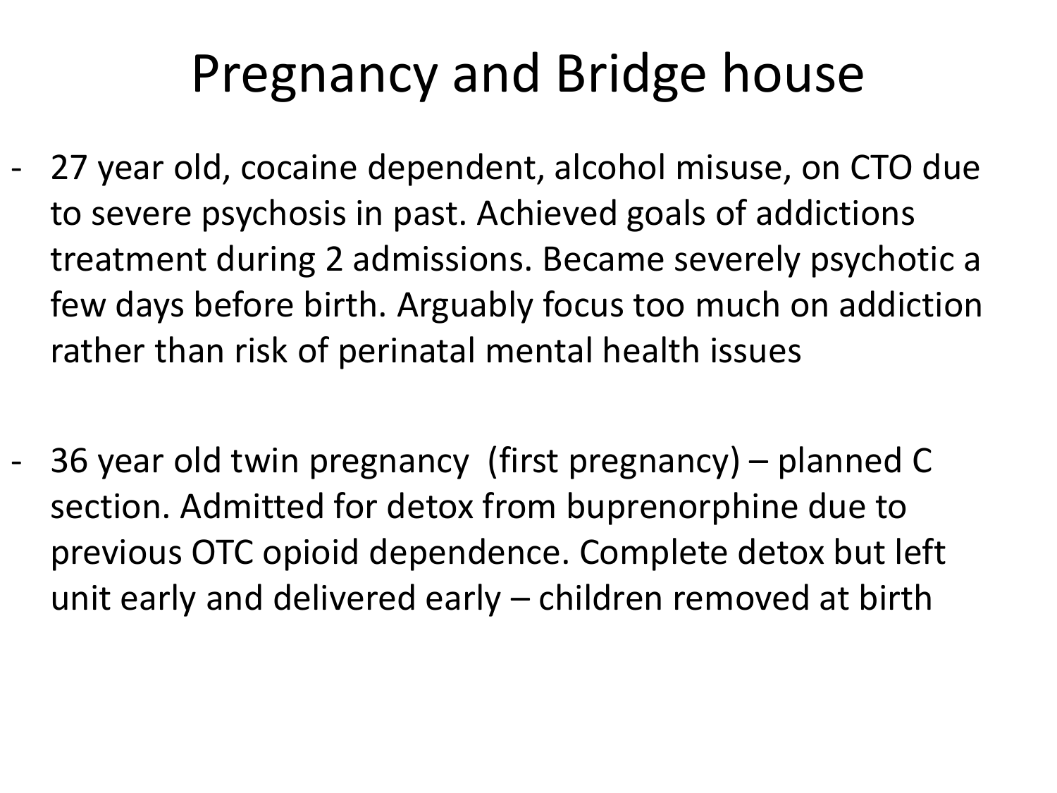# Pregnancy and Bridge house

- 27 year old, cocaine dependent, alcohol misuse, on CTO due to severe psychosis in past. Achieved goals of addictions treatment during 2 admissions. Became severely psychotic a few days before birth. Arguably focus too much on addiction rather than risk of perinatal mental health issues

- 36 year old twin pregnancy (first pregnancy) – planned C section. Admitted for detox from buprenorphine due to previous OTC opioid dependence. Complete detox but left unit early and delivered early – children removed at birth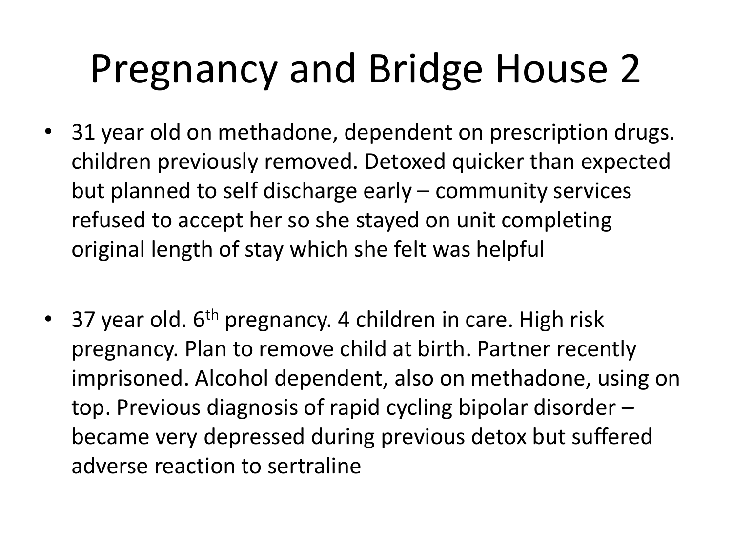# Pregnancy and Bridge House 2

- 31 year old on methadone, dependent on prescription drugs. children previously removed. Detoxed quicker than expected but planned to self discharge early – community services refused to accept her so she stayed on unit completing original length of stay which she felt was helpful

- 37 year old. 6th pregnancy. 4 children in care. High risk pregnancy. Plan to remove child at birth. Partner recently imprisoned. Alcohol dependent, also on methadone, using on top. Previous diagnosis of rapid cycling bipolar disorder – became very depressed during previous detox but suffered adverse reaction to sertraline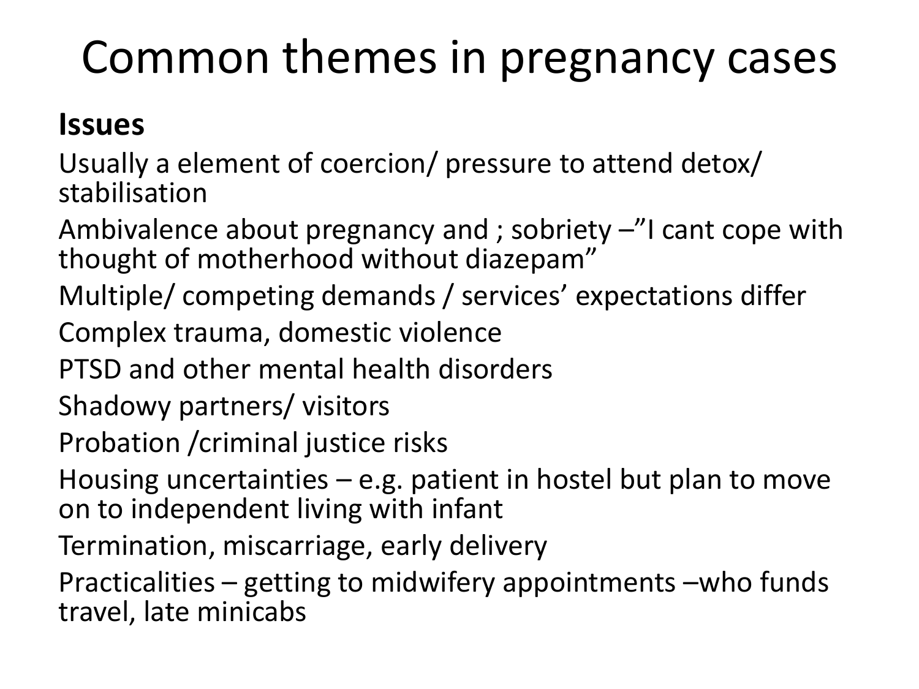# Common themes in pregnancy cases

**Issues**

Usually a element of coercion/ pressure to attend detox/ stabilisation

Ambivalence about pregnancy and ; sobriety –"I cant cope with thought of motherhood without diazepam"

Multiple/ competing demands / services' expectations differ

Complex trauma, domestic violence

PTSD and other mental health disorders

Shadowy partners/ visitors

Probation /criminal justice risks

Housing uncertainties – e.g. patient in hostel but plan to move on to independent living with infant

Termination, miscarriage, early delivery

Practicalities – getting to midwifery appointments –who funds travel, late minicabs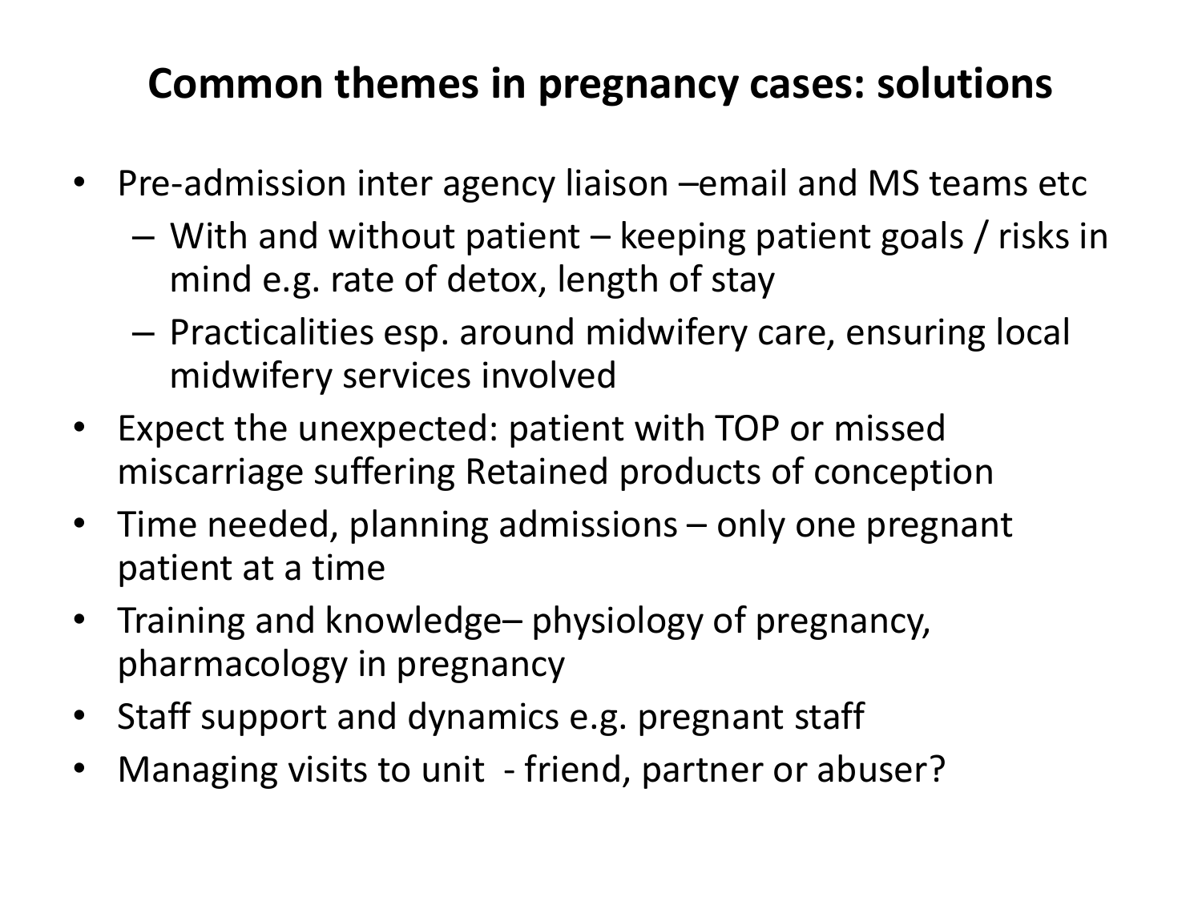# Common themes in pregnancy cases: solutions

- Pre-admission inter agency liaison –email and MS teams etc
  - With and without patient – keeping patient goals / risks in mind e.g. rate of detox, length of stay
  - Practicalities esp. around midwifery care, ensuring local midwifery services involved
- Expect the unexpected: patient with TOP or missed miscarriage suffering Retained products of conception
- Time needed, planning admissions – only one pregnant patient at a time
- Training and knowledge– physiology of pregnancy, pharmacology in pregnancy
- Staff support and dynamics e.g. pregnant staff
- Managing visits to unit - friend, partner or abuser?